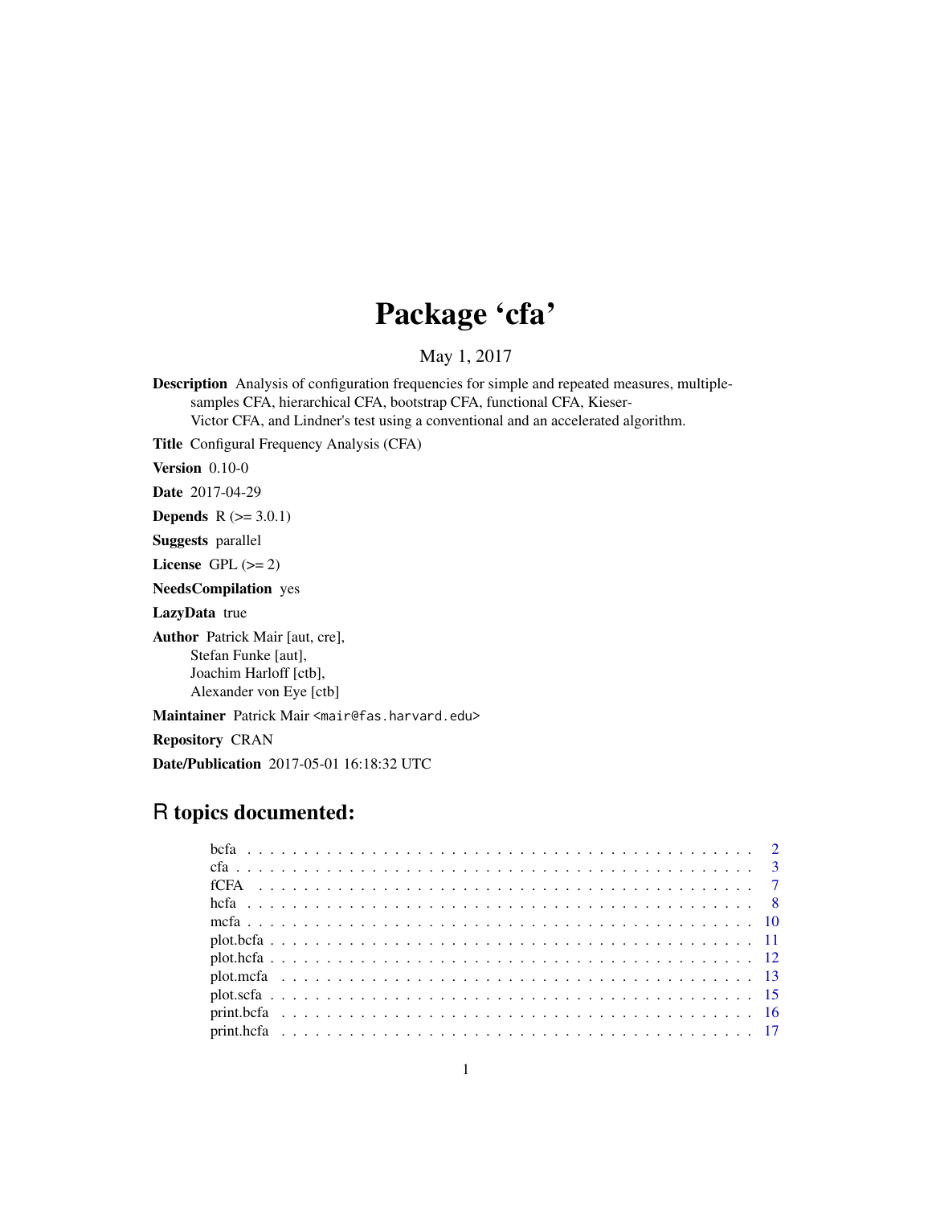# Package 'cfa'

May 1, 2017

**Description** Analysis of configuration frequencies for simple and repeated measures, multiple-samples CFA, hierarchical CFA, bootstrap CFA, functional CFA, Kieser-Victor CFA, and Lindner's test using a conventional and an accelerated algorithm.

**Title** Configural Frequency Analysis (CFA)

**Version** 0.10-0

**Date** 2017-04-29

**Depends** R (>= 3.0.1)

**Suggests** parallel

**License** GPL (>= 2)

**NeedsCompilation** yes

**LazyData** true

**Author** Patrick Mair [aut, cre],
Stefan Funke [aut],
Joachim Harloff [ctb],
Alexander von Eye [ctb]

**Maintainer** Patrick Mair <mair@fas.harvard.edu>

**Repository** CRAN

**Date/Publication** 2017-05-01 16:18:32 UTC

## R topics documented:

- bcfa . . . . . . . . . . . . . . . . . . . . . . . . . . . . . . . . . . . . . . . . . . . . 2
- cfa . . . . . . . . . . . . . . . . . . . . . . . . . . . . . . . . . . . . . . . . . . . . . 3
- fCFA . . . . . . . . . . . . . . . . . . . . . . . . . . . . . . . . . . . . . . . . . . . . 7
- hcfa . . . . . . . . . . . . . . . . . . . . . . . . . . . . . . . . . . . . . . . . . . . . 8
- mcfa . . . . . . . . . . . . . . . . . . . . . . . . . . . . . . . . . . . . . . . . . . . . 10
- plot.bcfa . . . . . . . . . . . . . . . . . . . . . . . . . . . . . . . . . . . . . . . . . 11
- plot.hcfa . . . . . . . . . . . . . . . . . . . . . . . . . . . . . . . . . . . . . . . . . 12
- plot.mcfa . . . . . . . . . . . . . . . . . . . . . . . . . . . . . . . . . . . . . . . . . 13
- plot.scfa . . . . . . . . . . . . . . . . . . . . . . . . . . . . . . . . . . . . . . . . . 15
- print.bcfa . . . . . . . . . . . . . . . . . . . . . . . . . . . . . . . . . . . . . . . . 16
- print.hcfa . . . . . . . . . . . . . . . . . . . . . . . . . . . . . . . . . . . . . . . . 17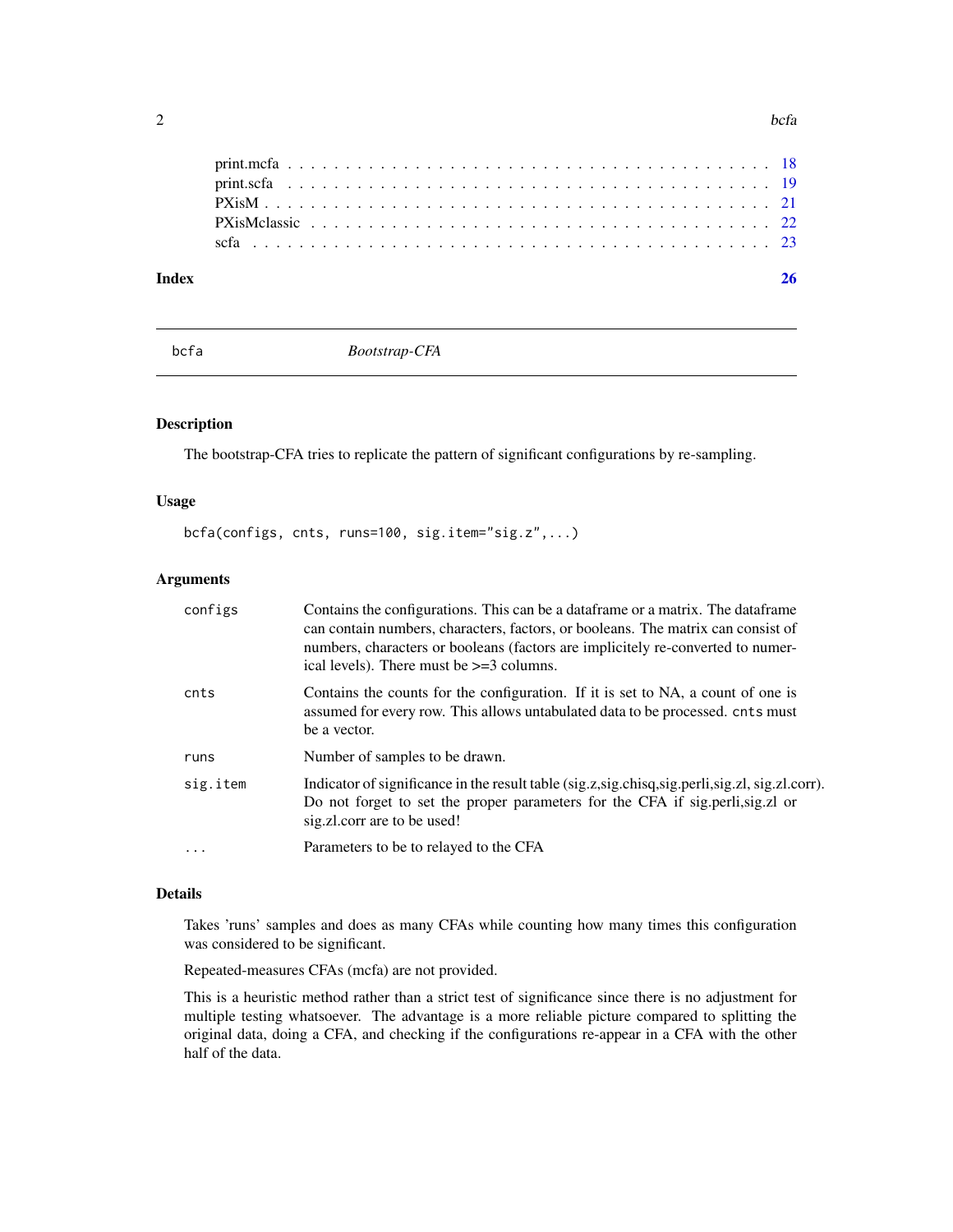| | |
|---|---|
| print.mcfa | 18 |
| print.scfa | 19 |
| PXisM | 21 |
| PXisMclassic | 22 |
| scfa | 23 |

**Index** **26**

---

`bcfa` *Bootstrap-CFA*

---

## Description

The bootstrap-CFA tries to replicate the pattern of significant configurations by re-sampling.

## Usage

```
bcfa(configs, cnts, runs=100, sig.item="sig.z",...)
```

## Arguments

| | |
|---|---|
| `configs` | Contains the configurations. This can be a dataframe or a matrix. The dataframe can contain numbers, characters, factors, or booleans. The matrix can consist of numbers, characters or booleans (factors are implicitely re-converted to numerical levels). There must be >=3 columns. |
| `cnts` | Contains the counts for the configuration. If it is set to NA, a count of one is assumed for every row. This allows untabulated data to be processed. `cnts` must be a vector. |
| `runs` | Number of samples to be drawn. |
| `sig.item` | Indicator of significance in the result table (sig.z,sig.chisq,sig.perli,sig.zl, sig.zl.corr). Do not forget to set the proper parameters for the CFA if sig.perli,sig.zl or sig.zl.corr are to be used! |
| `...` | Parameters to be to relayed to the CFA |

## Details

Takes 'runs' samples and does as many CFAs while counting how many times this configuration was considered to be significant.

Repeated-measures CFAs (mcfa) are not provided.

This is a heuristic method rather than a strict test of significance since there is no adjustment for multiple testing whatsoever. The advantage is a more reliable picture compared to splitting the original data, doing a CFA, and checking if the configurations re-appear in a CFA with the other half of the data.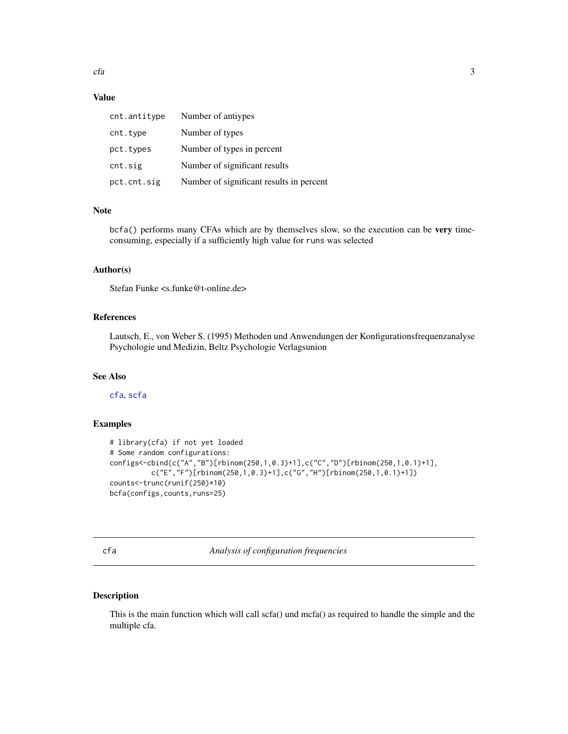## Value

| | |
|---|---|
| cnt.antitype | Number of antiypes |
| cnt.type | Number of types |
| pct.types | Number of types in percent |
| cnt.sig | Number of significant results |
| pct.cnt.sig | Number of significant results in percent |

## Note

bcfa() performs many CFAs which are by themselves slow, so the execution can be **very** time-consuming, especially if a sufficiently high value for runs was selected

## Author(s)

Stefan Funke <s.funke@t-online.de>

## References

Lautsch, E., von Weber S. (1995) Methoden und Anwendungen der Konfigurationsfrequenzanalyse Psychologie und Medizin, Beltz Psychologie Verlagsunion

## See Also

cfa, scfa

## Examples

```
# library(cfa) if not yet loaded
# Some random configurations:
configs<-cbind(c("A","B")[rbinom(250,1,0.3)+1],c("C","D")[rbinom(250,1,0.1)+1],
          c("E","F")[rbinom(250,1,0.3)+1],c("G","H")[rbinom(250,1,0.1)+1])
counts<-trunc(runif(250)*10)
bcfa(configs,counts,runs=25)
```

---

# cfa *Analysis of configuration frequencies*

## Description

This is the main function which will call scfa() und mcfa() as required to handle the simple and the multiple cfa.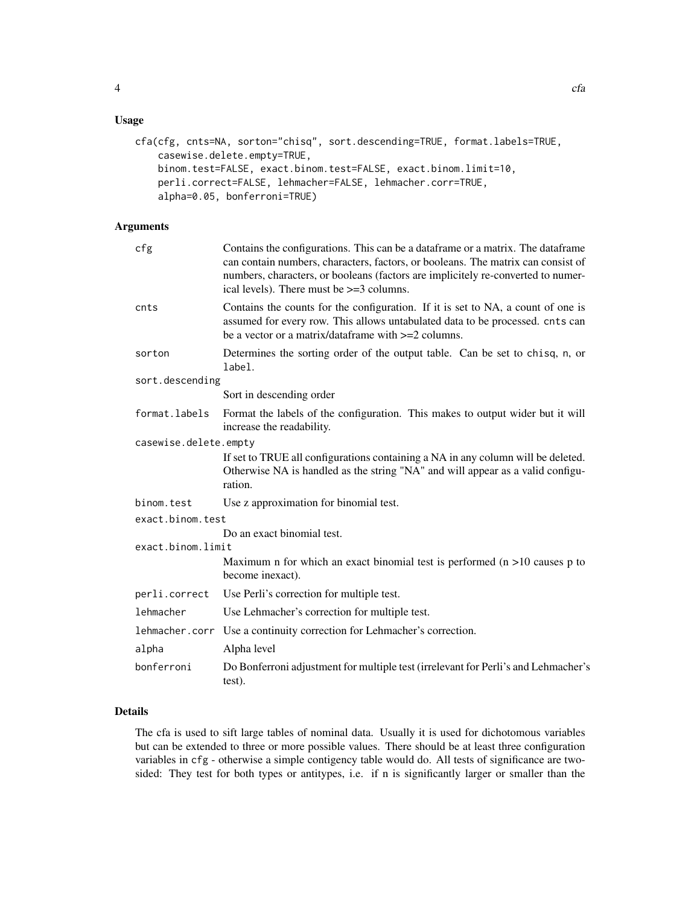## Usage

```
cfa(cfg, cnts=NA, sorton="chisq", sort.descending=TRUE, format.labels=TRUE,
    casewise.delete.empty=TRUE,
    binom.test=FALSE, exact.binom.test=FALSE, exact.binom.limit=10,
    perli.correct=FALSE, lehmacher=FALSE, lehmacher.corr=TRUE,
    alpha=0.05, bonferroni=TRUE)
```

## Arguments

| Argument | Description |
|---|---|
| `cfg` | Contains the configurations. This can be a dataframe or a matrix. The dataframe can contain numbers, characters, factors, or booleans. The matrix can consist of numbers, characters, or booleans (factors are implicitely re-converted to numerical levels). There must be >=3 columns. |
| `cnts` | Contains the counts for the configuration. If it is set to NA, a count of one is assumed for every row. This allows untabulated data to be processed. `cnts` can be a vector or a matrix/dataframe with >=2 columns. |
| `sorton` | Determines the sorting order of the output table. Can be set to `chisq`, `n`, or `label`. |
| `sort.descending` | Sort in descending order |
| `format.labels` | Format the labels of the configuration. This makes to output wider but it will increase the readability. |
| `casewise.delete.empty` | If set to TRUE all configurations containing a NA in any column will be deleted. Otherwise NA is handled as the string "NA" and will appear as a valid configuration. |
| `binom.test` | Use z approximation for binomial test. |
| `exact.binom.test` | Do an exact binomial test. |
| `exact.binom.limit` | Maximum n for which an exact binomial test is performed (n >10 causes p to become inexact). |
| `perli.correct` | Use Perli's correction for multiple test. |
| `lehmacher` | Use Lehmacher's correction for multiple test. |
| `lehmacher.corr` | Use a continuity correction for Lehmacher's correction. |
| `alpha` | Alpha level |
| `bonferroni` | Do Bonferroni adjustment for multiple test (irrelevant for Perli's and Lehmacher's test). |

## Details

The cfa is used to sift large tables of nominal data. Usually it is used for dichotomous variables but can be extended to three or more possible values. There should be at least three configuration variables in `cfg` - otherwise a simple contigency table would do. All tests of significance are two-sided: They test for both types or antitypes, i.e. if n is significantly larger or smaller than the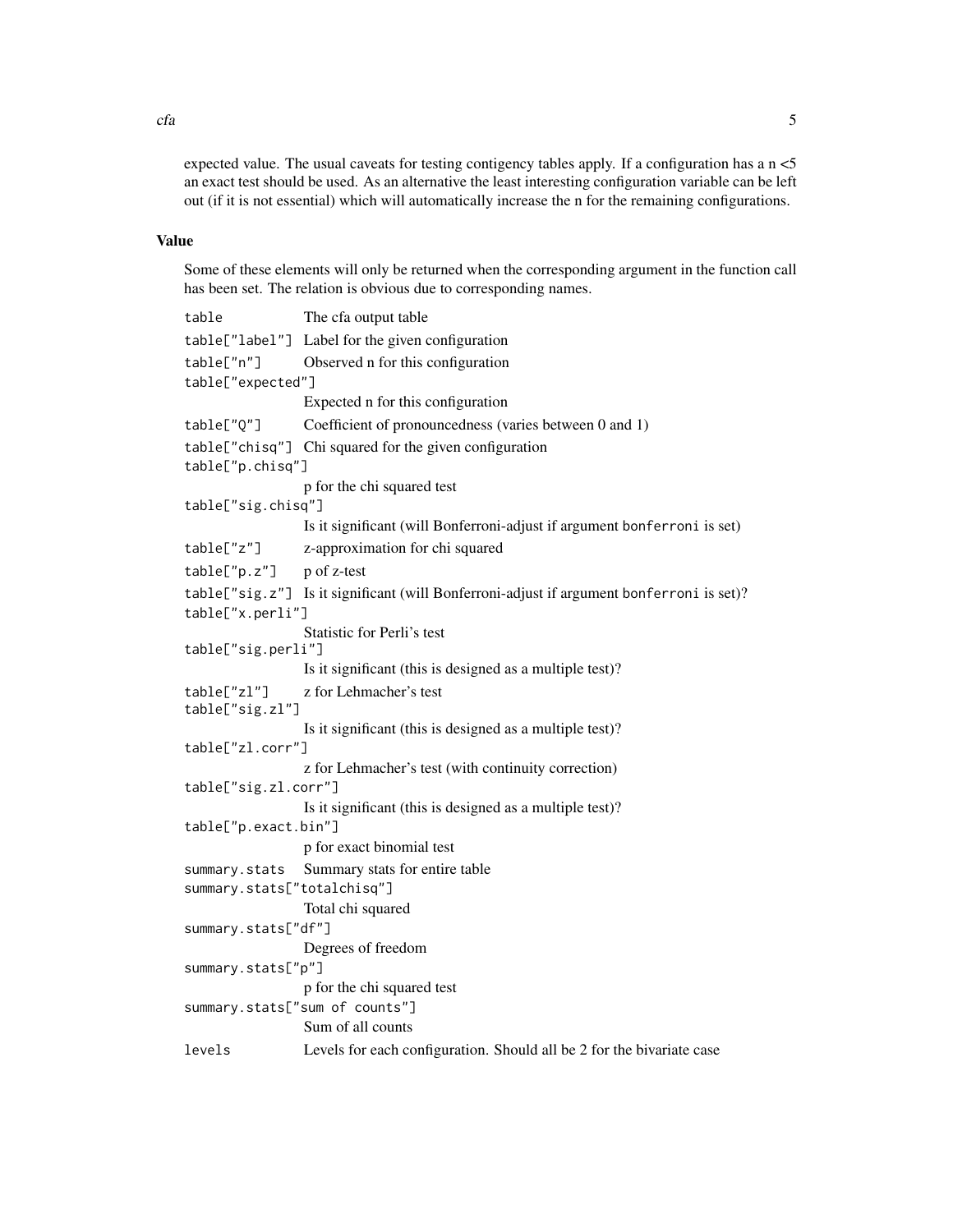expected value. The usual caveats for testing contigency tables apply. If a configuration has a n <5 an exact test should be used. As an alternative the least interesting configuration variable can be left out (if it is not essential) which will automatically increase the n for the remaining configurations.

## Value

Some of these elements will only be returned when the corresponding argument in the function call has been set. The relation is obvious due to corresponding names.

| | |
|---|---|
| `table` | The cfa output table |
| `table["label"]` | Label for the given configuration |
| `table["n"]` | Observed n for this configuration |
| `table["expected"]` | Expected n for this configuration |
| `table["Q"]` | Coefficient of pronouncedness (varies between 0 and 1) |
| `table["chisq"]` | Chi squared for the given configuration |
| `table["p.chisq"]` | p for the chi squared test |
| `table["sig.chisq"]` | Is it significant (will Bonferroni-adjust if argument `bonferroni` is set) |
| `table["z"]` | z-approximation for chi squared |
| `table["p.z"]` | p of z-test |
| `table["sig.z"]` | Is it significant (will Bonferroni-adjust if argument `bonferroni` is set)? |
| `table["x.perli"]` | Statistic for Perli's test |
| `table["sig.perli"]` | Is it significant (this is designed as a multiple test)? |
| `table["zl"]` | z for Lehmacher's test |
| `table["sig.zl"]` | Is it significant (this is designed as a multiple test)? |
| `table["zl.corr"]` | z for Lehmacher's test (with continuity correction) |
| `table["sig.zl.corr"]` | Is it significant (this is designed as a multiple test)? |
| `table["p.exact.bin"]` | p for exact binomial test |
| `summary.stats` | Summary stats for entire table |
| `summary.stats["totalchisq"]` | Total chi squared |
| `summary.stats["df"]` | Degrees of freedom |
| `summary.stats["p"]` | p for the chi squared test |
| `summary.stats["sum of counts"]` | Sum of all counts |
| `levels` | Levels for each configuration. Should all be 2 for the bivariate case |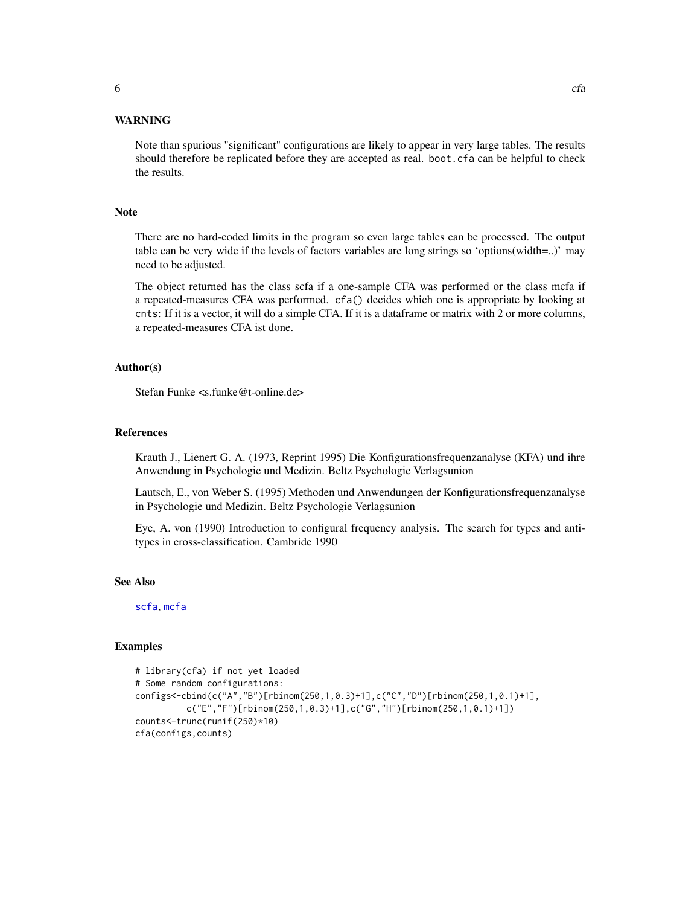### WARNING

Note than spurious "significant" configurations are likely to appear in very large tables. The results should therefore be replicated before they are accepted as real. `boot.cfa` can be helpful to check the results.

### Note

There are no hard-coded limits in the program so even large tables can be processed. The output table can be very wide if the levels of factors variables are long strings so 'options(width=..)' may need to be adjusted.

The object returned has the class scfa if a one-sample CFA was performed or the class mcfa if a repeated-measures CFA was performed. `cfa()` decides which one is appropriate by looking at `cnts`: If it is a vector, it will do a simple CFA. If it is a dataframe or matrix with 2 or more columns, a repeated-measures CFA ist done.

### Author(s)

Stefan Funke <s.funke@t-online.de>

### References

Krauth J., Lienert G. A. (1973, Reprint 1995) Die Konfigurationsfrequenzanalyse (KFA) und ihre Anwendung in Psychologie und Medizin. Beltz Psychologie Verlagsunion

Lautsch, E., von Weber S. (1995) Methoden und Anwendungen der Konfigurationsfrequenzanalyse in Psychologie und Medizin. Beltz Psychologie Verlagsunion

Eye, A. von (1990) Introduction to configural frequency analysis. The search for types and antitypes in cross-classification. Cambride 1990

### See Also

scfa, mcfa

### Examples

```
# library(cfa) if not yet loaded
# Some random configurations:
configs<-cbind(c("A","B")[rbinom(250,1,0.3)+1],c("C","D")[rbinom(250,1,0.1)+1],
          c("E","F")[rbinom(250,1,0.3)+1],c("G","H")[rbinom(250,1,0.1)+1])
counts<-trunc(runif(250)*10)
cfa(configs,counts)
```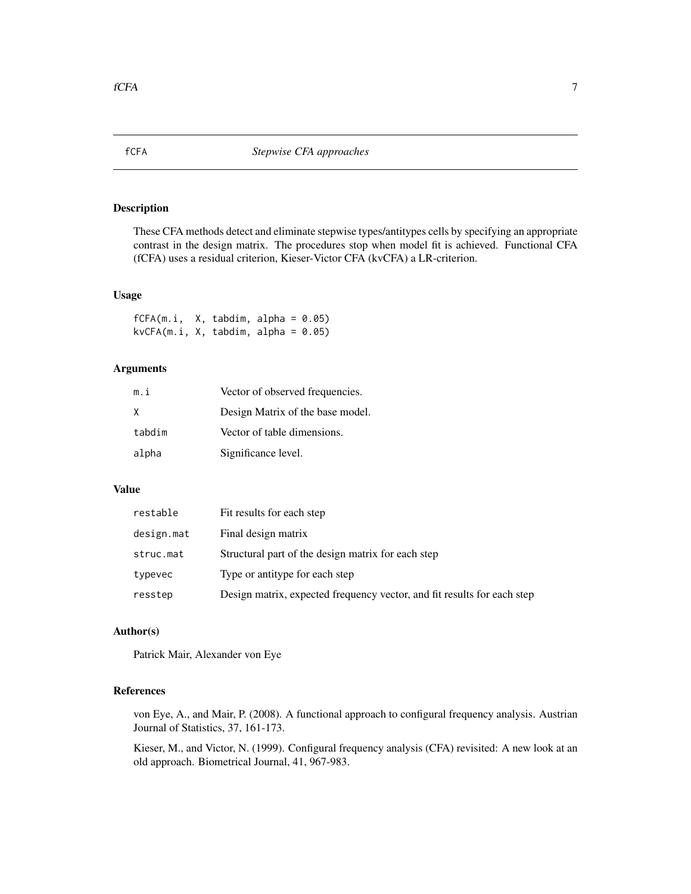# fCFA — *Stepwise CFA approaches*

## Description

These CFA methods detect and eliminate stepwise types/antitypes cells by specifying an appropriate contrast in the design matrix. The procedures stop when model fit is achieved. Functional CFA (fCFA) uses a residual criterion, Kieser-Victor CFA (kvCFA) a LR-criterion.

## Usage

```
fCFA(m.i,  X, tabdim, alpha = 0.05)
kvCFA(m.i, X, tabdim, alpha = 0.05)
```

## Arguments

| | |
|---|---|
| `m.i` | Vector of observed frequencies. |
| `X` | Design Matrix of the base model. |
| `tabdim` | Vector of table dimensions. |
| `alpha` | Significance level. |

## Value

| | |
|---|---|
| `restable` | Fit results for each step |
| `design.mat` | Final design matrix |
| `struc.mat` | Structural part of the design matrix for each step |
| `typevec` | Type or antitype for each step |
| `resstep` | Design matrix, expected frequency vector, and fit results for each step |

## Author(s)

Patrick Mair, Alexander von Eye

## References

von Eye, A., and Mair, P. (2008). A functional approach to configural frequency analysis. Austrian Journal of Statistics, 37, 161-173.

Kieser, M., and Victor, N. (1999). Configural frequency analysis (CFA) revisited: A new look at an old approach. Biometrical Journal, 41, 967-983.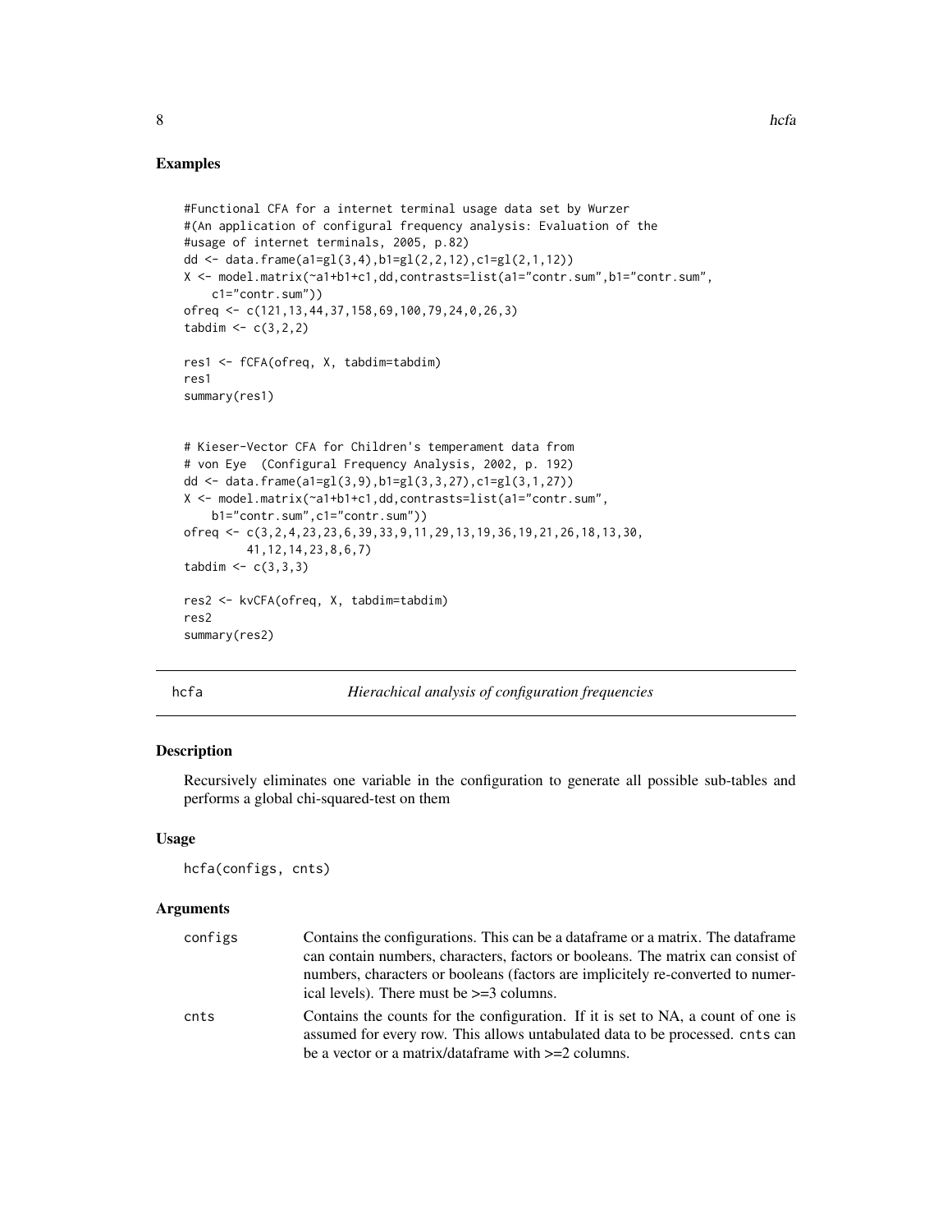### Examples

```
#Functional CFA for a internet terminal usage data set by Wurzer
#(An application of configural frequency analysis: Evaluation of the
#usage of internet terminals, 2005, p.82)
dd <- data.frame(a1=gl(3,4),b1=gl(2,2,12),c1=gl(2,1,12))
X <- model.matrix(~a1+b1+c1,dd,contrasts=list(a1="contr.sum",b1="contr.sum",
    c1="contr.sum"))
ofreq <- c(121,13,44,37,158,69,100,79,24,0,26,3)
tabdim <- c(3,2,2)

res1 <- fCFA(ofreq, X, tabdim=tabdim)
res1
summary(res1)


# Kieser-Vector CFA for Children's temperament data from
# von Eye  (Configural Frequency Analysis, 2002, p. 192)
dd <- data.frame(a1=gl(3,9),b1=gl(3,3,27),c1=gl(3,1,27))
X <- model.matrix(~a1+b1+c1,dd,contrasts=list(a1="contr.sum",
    b1="contr.sum",c1="contr.sum"))
ofreq <- c(3,2,4,23,23,6,39,33,9,11,29,13,19,36,19,21,26,18,13,30,
         41,12,14,23,8,6,7)
tabdim <- c(3,3,3)

res2 <- kvCFA(ofreq, X, tabdim=tabdim)
res2
summary(res2)
```

## hcfa — *Hierachical analysis of configuration frequencies*

### Description

Recursively eliminates one variable in the configuration to generate all possible sub-tables and performs a global chi-squared-test on them

### Usage

```
hcfa(configs, cnts)
```

### Arguments

| | |
|---|---|
| configs | Contains the configurations. This can be a dataframe or a matrix. The dataframe can contain numbers, characters, factors or booleans. The matrix can consist of numbers, characters or booleans (factors are implicitely re-converted to numerical levels). There must be >=3 columns. |
| cnts | Contains the counts for the configuration. If it is set to NA, a count of one is assumed for every row. This allows untabulated data to be processed. cnts can be a vector or a matrix/dataframe with >=2 columns. |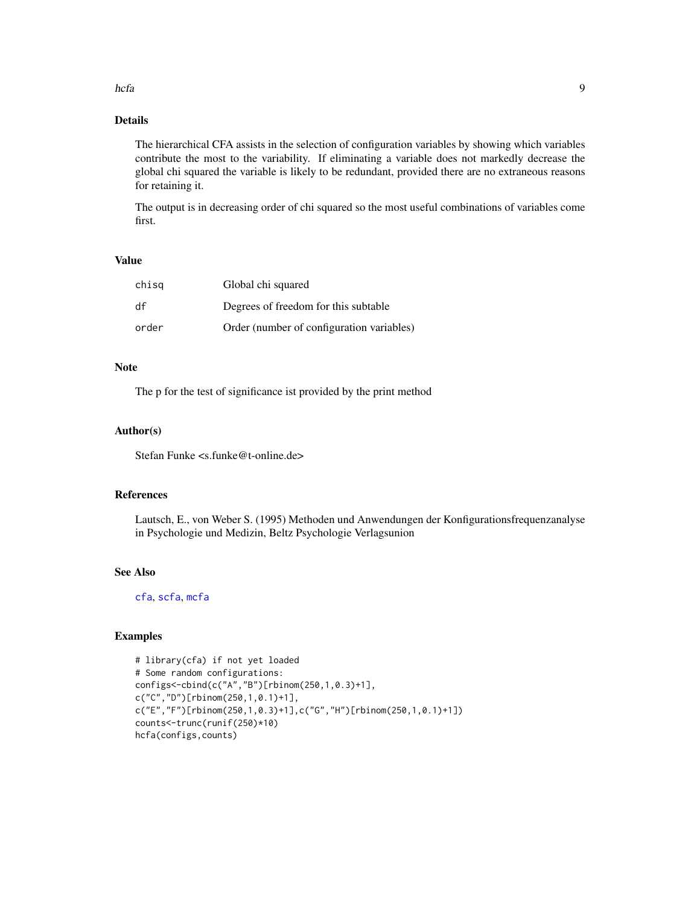## Details

The hierarchical CFA assists in the selection of configuration variables by showing which variables contribute the most to the variability. If eliminating a variable does not markedly decrease the global chi squared the variable is likely to be redundant, provided there are no extraneous reasons for retaining it.

The output is in decreasing order of chi squared so the most useful combinations of variables come first.

## Value

| | |
|---|---|
| `chisq` | Global chi squared |
| `df` | Degrees of freedom for this subtable |
| `order` | Order (number of configuration variables) |

## Note

The p for the test of significance ist provided by the print method

## Author(s)

Stefan Funke <s.funke@t-online.de>

## References

Lautsch, E., von Weber S. (1995) Methoden und Anwendungen der Konfigurationsfrequenzanalyse in Psychologie und Medizin, Beltz Psychologie Verlagsunion

## See Also

`cfa`, `scfa`, `mcfa`

## Examples

```
# library(cfa) if not yet loaded
# Some random configurations:
configs<-cbind(c("A","B")[rbinom(250,1,0.3)+1],
c("C","D")[rbinom(250,1,0.1)+1],
c("E","F")[rbinom(250,1,0.3)+1],c("G","H")[rbinom(250,1,0.1)+1])
counts<-trunc(runif(250)*10)
hcfa(configs,counts)
```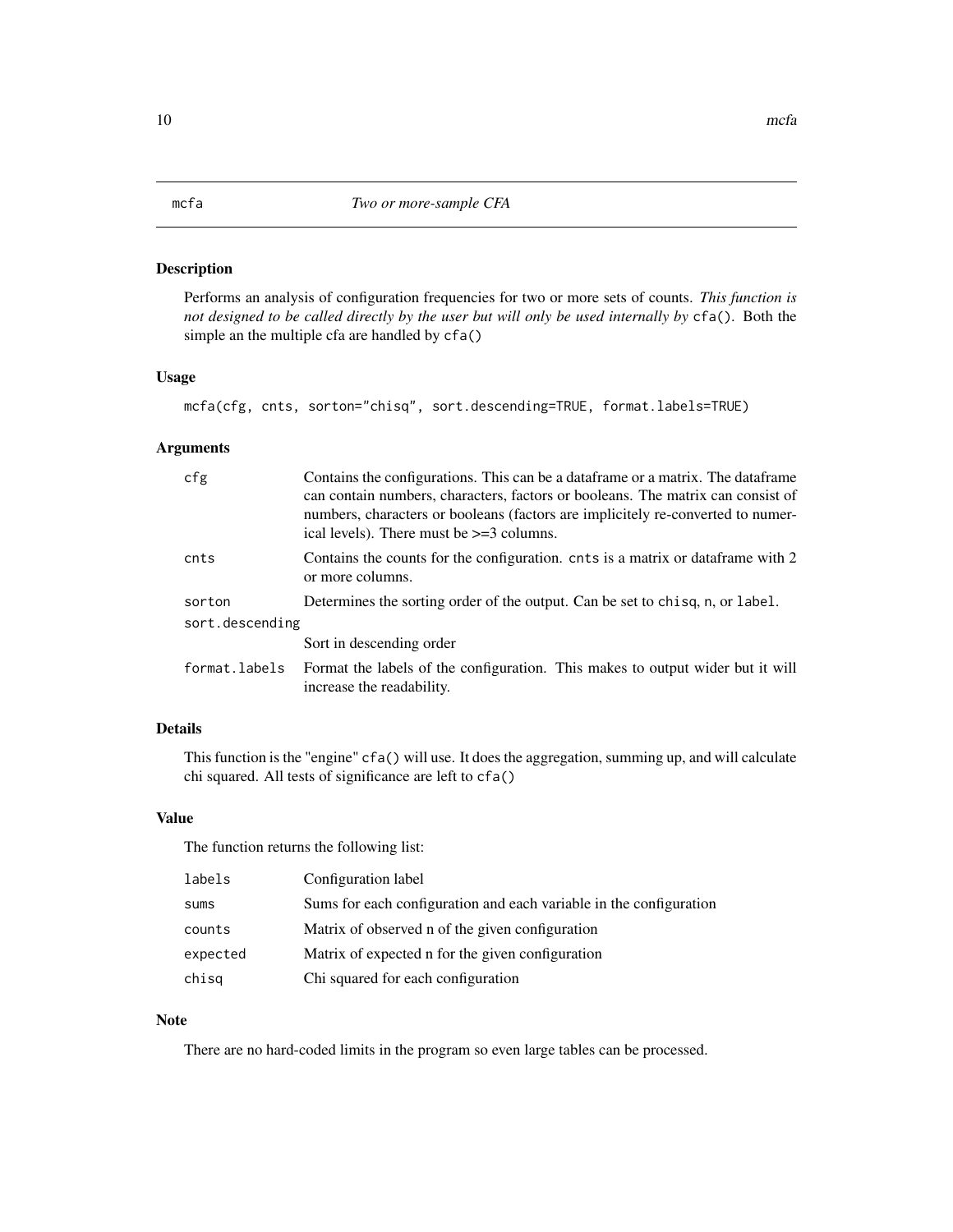# mcfa — *Two or more-sample CFA*

## Description

Performs an analysis of configuration frequencies for two or more sets of counts. *This function is not designed to be called directly by the user but will only be used internally by* `cfa()`. Both the simple an the multiple cfa are handled by `cfa()`

## Usage

```
mcfa(cfg, cnts, sorton="chisq", sort.descending=TRUE, format.labels=TRUE)
```

## Arguments

| | |
|---|---|
| `cfg` | Contains the configurations. This can be a dataframe or a matrix. The dataframe can contain numbers, characters, factors or booleans. The matrix can consist of numbers, characters or booleans (factors are implicitely re-converted to numerical levels). There must be >=3 columns. |
| `cnts` | Contains the counts for the configuration. `cnts` is a matrix or dataframe with 2 or more columns. |
| `sorton` | Determines the sorting order of the output. Can be set to `chisq`, `n`, or `label`. |
| `sort.descending` | Sort in descending order |
| `format.labels` | Format the labels of the configuration. This makes to output wider but it will increase the readability. |

## Details

This function is the "engine" `cfa()` will use. It does the aggregation, summing up, and will calculate chi squared. All tests of significance are left to `cfa()`

## Value

The function returns the following list:

| | |
|---|---|
| `labels` | Configuration label |
| `sums` | Sums for each configuration and each variable in the configuration |
| `counts` | Matrix of observed n of the given configuration |
| `expected` | Matrix of expected n for the given configuration |
| `chisq` | Chi squared for each configuration |

## Note

There are no hard-coded limits in the program so even large tables can be processed.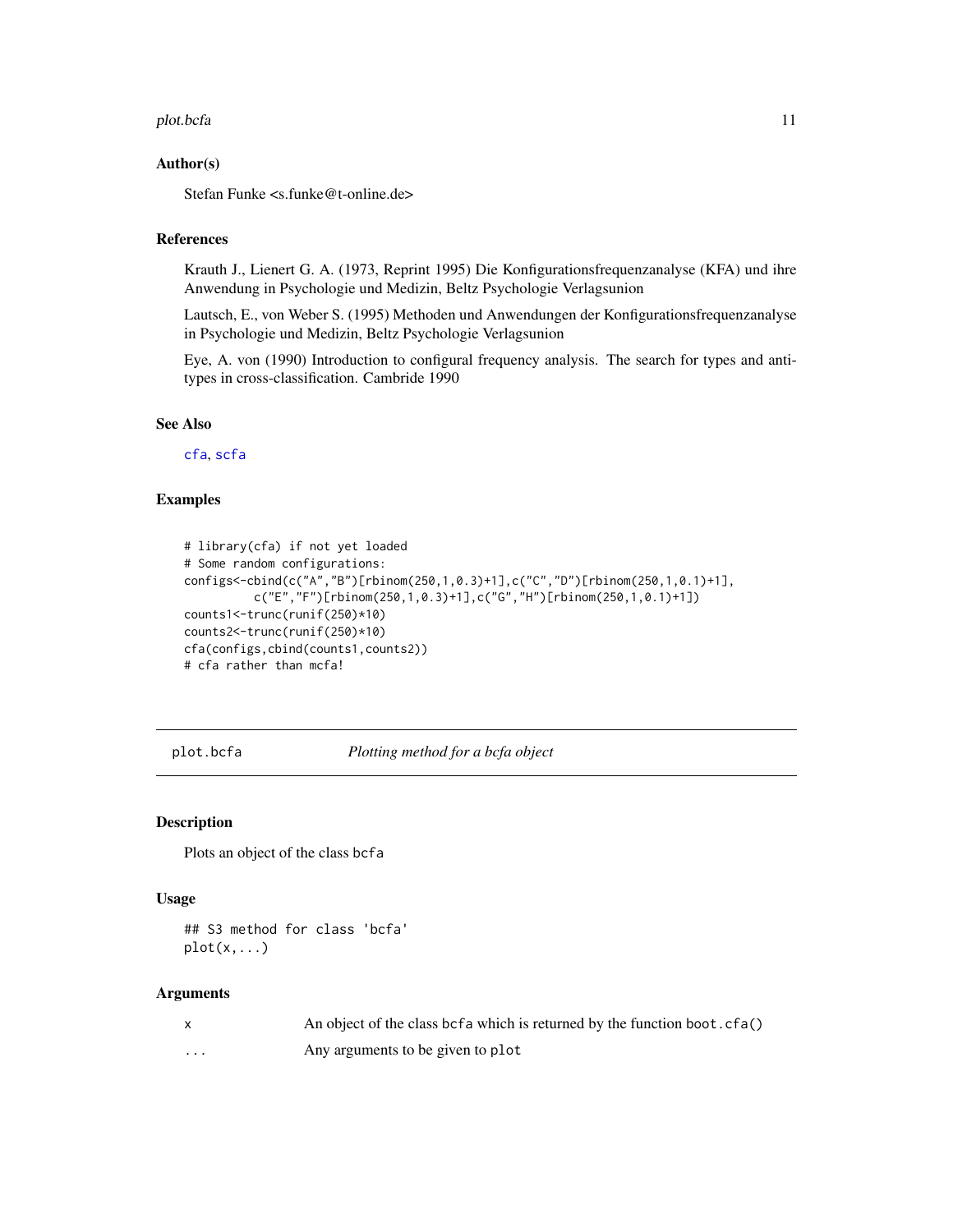### Author(s)

Stefan Funke <s.funke@t-online.de>

### References

Krauth J., Lienert G. A. (1973, Reprint 1995) Die Konfigurationsfrequenzanalyse (KFA) und ihre Anwendung in Psychologie und Medizin, Beltz Psychologie Verlagsunion

Lautsch, E., von Weber S. (1995) Methoden und Anwendungen der Konfigurationsfrequenzanalyse in Psychologie und Medizin, Beltz Psychologie Verlagsunion

Eye, A. von (1990) Introduction to configural frequency analysis. The search for types and antitypes in cross-classification. Cambride 1990

### See Also

cfa, scfa

### Examples

```
# library(cfa) if not yet loaded
# Some random configurations:
configs<-cbind(c("A","B")[rbinom(250,1,0.3)+1],c("C","D")[rbinom(250,1,0.1)+1],
          c("E","F")[rbinom(250,1,0.3)+1],c("G","H")[rbinom(250,1,0.1)+1])
counts1<-trunc(runif(250)*10)
counts2<-trunc(runif(250)*10)
cfa(configs,cbind(counts1,counts2))
# cfa rather than mcfa!
```

---

## plot.bcfa — *Plotting method for a bcfa object*

### Description

Plots an object of the class bcfa

### Usage

```
## S3 method for class 'bcfa'
plot(x,...)
```

### Arguments

| | |
|---|---|
| x | An object of the class bcfa which is returned by the function boot.cfa() |
| ... | Any arguments to be given to plot |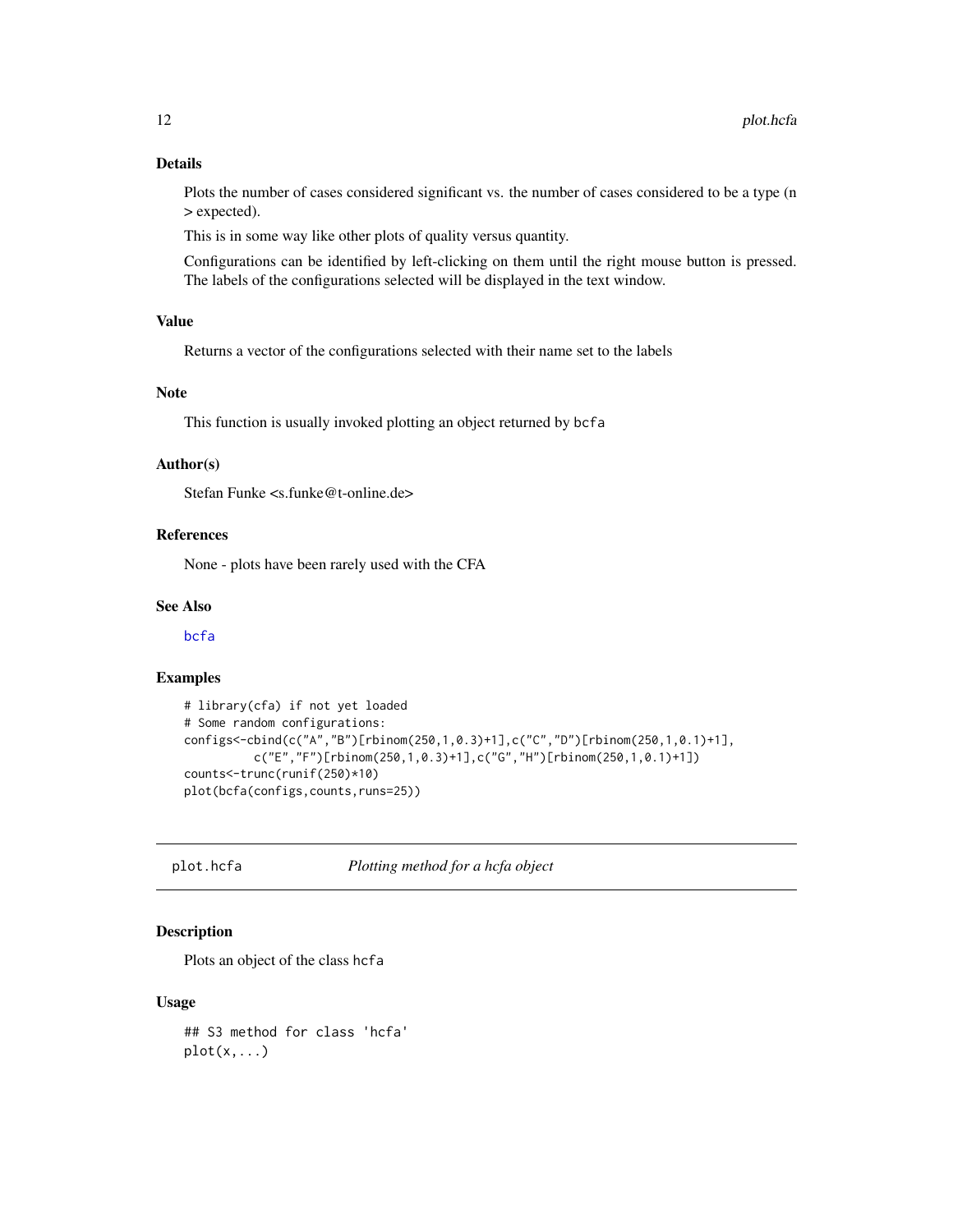### Details

Plots the number of cases considered significant vs. the number of cases considered to be a type (n > expected).

This is in some way like other plots of quality versus quantity.

Configurations can be identified by left-clicking on them until the right mouse button is pressed. The labels of the configurations selected will be displayed in the text window.

### Value

Returns a vector of the configurations selected with their name set to the labels

### Note

This function is usually invoked plotting an object returned by `bcfa`

### Author(s)

Stefan Funke <s.funke@t-online.de>

### References

None - plots have been rarely used with the CFA

### See Also

bcfa

### Examples

```
# library(cfa) if not yet loaded
# Some random configurations:
configs<-cbind(c("A","B")[rbinom(250,1,0.3)+1],c("C","D")[rbinom(250,1,0.1)+1],
          c("E","F")[rbinom(250,1,0.3)+1],c("G","H")[rbinom(250,1,0.1)+1])
counts<-trunc(runif(250)*10)
plot(bcfa(configs,counts,runs=25))
```

---

## plot.hcfa &nbsp;&nbsp;&nbsp; *Plotting method for a hcfa object*

### Description

Plots an object of the class `hcfa`

### Usage

```
## S3 method for class 'hcfa'
plot(x,...)
```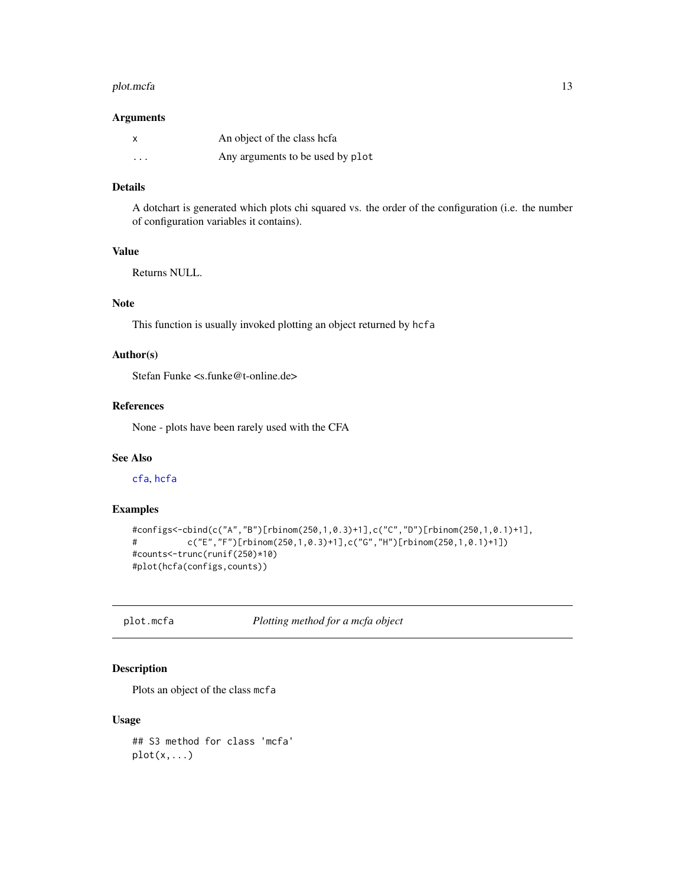### Arguments

| | |
|---|---|
| `x` | An object of the class hcfa |
| `...` | Any arguments to be used by `plot` |

### Details

A dotchart is generated which plots chi squared vs. the order of the configuration (i.e. the number of configuration variables it contains).

### Value

Returns NULL.

### Note

This function is usually invoked plotting an object returned by `hcfa`

### Author(s)

Stefan Funke <s.funke@t-online.de>

### References

None - plots have been rarely used with the CFA

### See Also

`cfa`, `hcfa`

### Examples

```
#configs<-cbind(c("A","B")[rbinom(250,1,0.3)+1],c("C","D")[rbinom(250,1,0.1)+1],
#          c("E","F")[rbinom(250,1,0.3)+1],c("G","H")[rbinom(250,1,0.1)+1])
#counts<-trunc(runif(250)*10)
#plot(hcfa(configs,counts))
```

---

## `plot.mcfa` *Plotting method for a mcfa object*

### Description

Plots an object of the class `mcfa`

### Usage

```
## S3 method for class 'mcfa'
plot(x,...)
```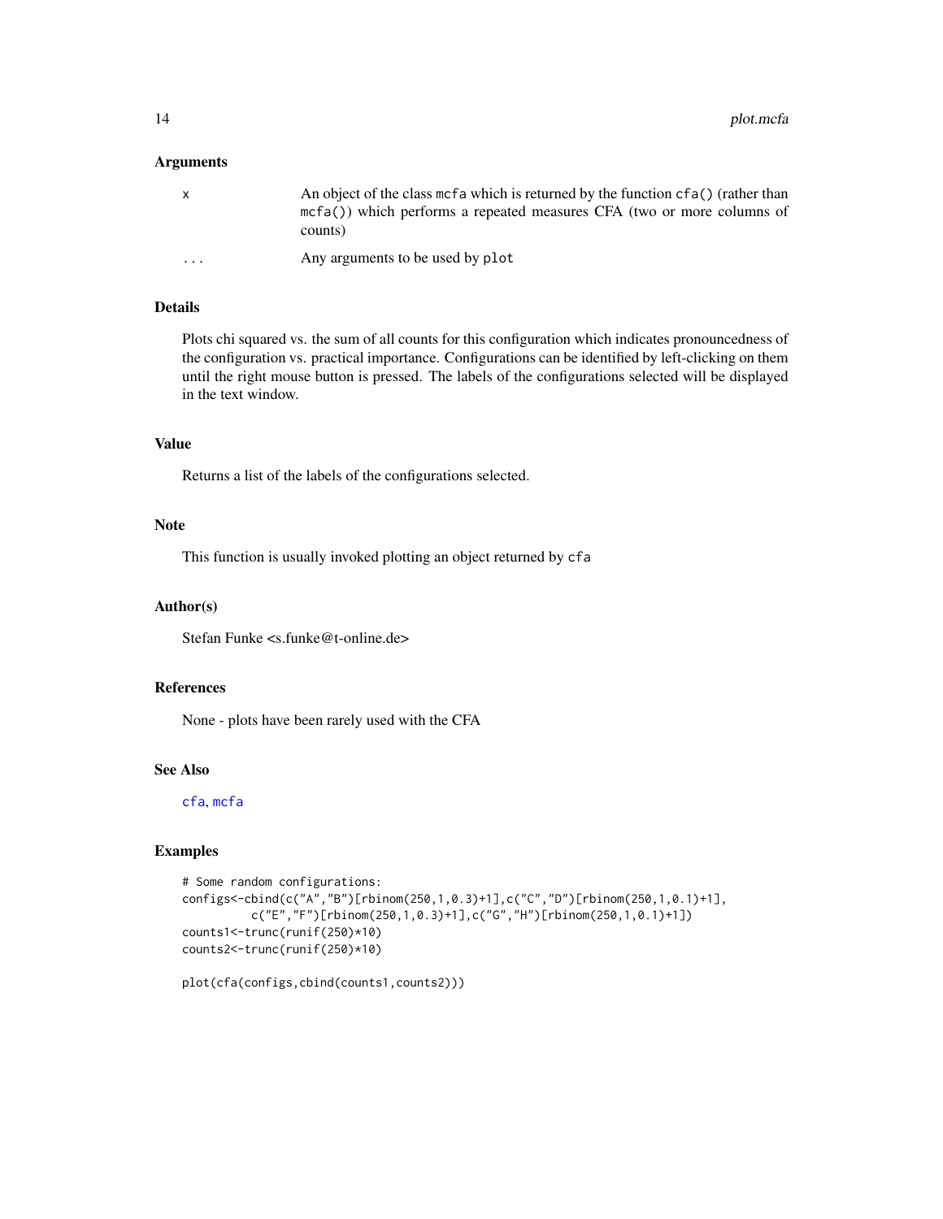## Arguments

| | |
|---|---|
| x | An object of the class mcfa which is returned by the function cfa() (rather than mcfa()) which performs a repeated measures CFA (two or more columns of counts) |
| ... | Any arguments to be used by plot |

## Details

Plots chi squared vs. the sum of all counts for this configuration which indicates pronouncedness of the configuration vs. practical importance. Configurations can be identified by left-clicking on them until the right mouse button is pressed. The labels of the configurations selected will be displayed in the text window.

## Value

Returns a list of the labels of the configurations selected.

## Note

This function is usually invoked plotting an object returned by cfa

## Author(s)

Stefan Funke <s.funke@t-online.de>

## References

None - plots have been rarely used with the CFA

## See Also

cfa, mcfa

## Examples

```
# Some random configurations:
configs<-cbind(c("A","B")[rbinom(250,1,0.3)+1],c("C","D")[rbinom(250,1,0.1)+1],
          c("E","F")[rbinom(250,1,0.3)+1],c("G","H")[rbinom(250,1,0.1)+1])
counts1<-trunc(runif(250)*10)
counts2<-trunc(runif(250)*10)

plot(cfa(configs,cbind(counts1,counts2)))
```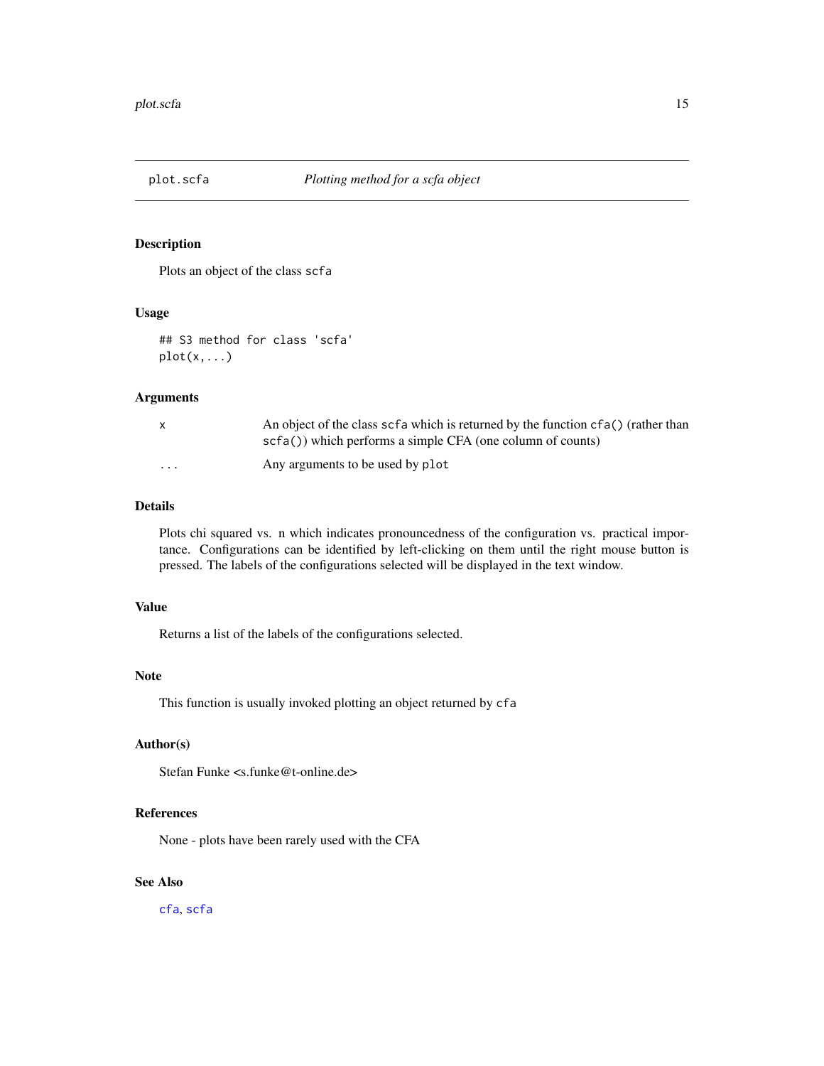# plot.scfa — *Plotting method for a scfa object*

## Description

Plots an object of the class `scfa`

## Usage

```
## S3 method for class 'scfa'
plot(x,...)
```

## Arguments

| | |
|---|---|
| `x` | An object of the class `scfa` which is returned by the function `cfa()` (rather than `scfa()`) which performs a simple CFA (one column of counts) |
| `...` | Any arguments to be used by `plot` |

## Details

Plots chi squared vs. n which indicates pronouncedness of the configuration vs. practical importance. Configurations can be identified by left-clicking on them until the right mouse button is pressed. The labels of the configurations selected will be displayed in the text window.

## Value

Returns a list of the labels of the configurations selected.

## Note

This function is usually invoked plotting an object returned by `cfa`

## Author(s)

Stefan Funke <s.funke@t-online.de>

## References

None - plots have been rarely used with the CFA

## See Also

`cfa`, `scfa`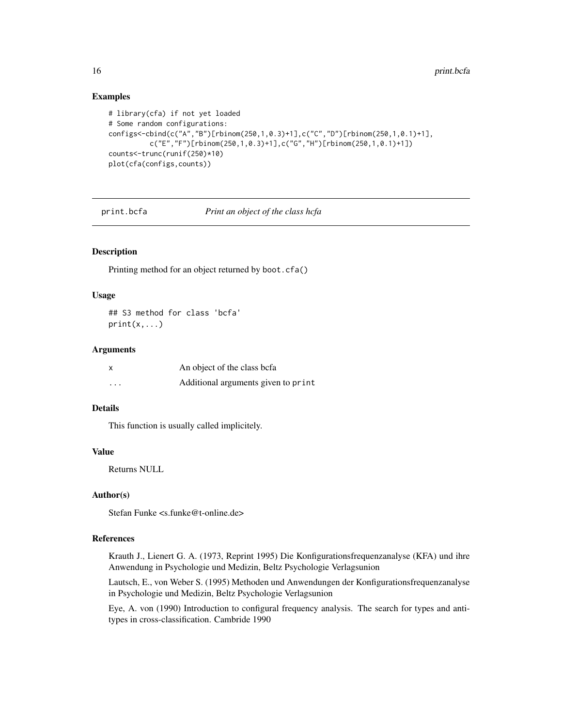## Examples

```
# library(cfa) if not yet loaded
# Some random configurations:
configs<-cbind(c("A","B")[rbinom(250,1,0.3)+1],c("C","D")[rbinom(250,1,0.1)+1],
          c("E","F")[rbinom(250,1,0.3)+1],c("G","H")[rbinom(250,1,0.1)+1])
counts<-trunc(runif(250)*10)
plot(cfa(configs,counts))
```

---

# print.bcfa — *Print an object of the class hcfa*

## Description

Printing method for an object returned by `boot.cfa()`

## Usage

```
## S3 method for class 'bcfa'
print(x,...)
```

## Arguments

| | |
|---|---|
| x | An object of the class bcfa |
| ... | Additional arguments given to print |

## Details

This function is usually called implicitely.

## Value

Returns NULL

## Author(s)

Stefan Funke <s.funke@t-online.de>

## References

Krauth J., Lienert G. A. (1973, Reprint 1995) Die Konfigurationsfrequenzanalyse (KFA) und ihre Anwendung in Psychologie und Medizin, Beltz Psychologie Verlagsunion

Lautsch, E., von Weber S. (1995) Methoden und Anwendungen der Konfigurationsfrequenzanalyse in Psychologie und Medizin, Beltz Psychologie Verlagsunion

Eye, A. von (1990) Introduction to configural frequency analysis. The search for types and antitypes in cross-classification. Cambride 1990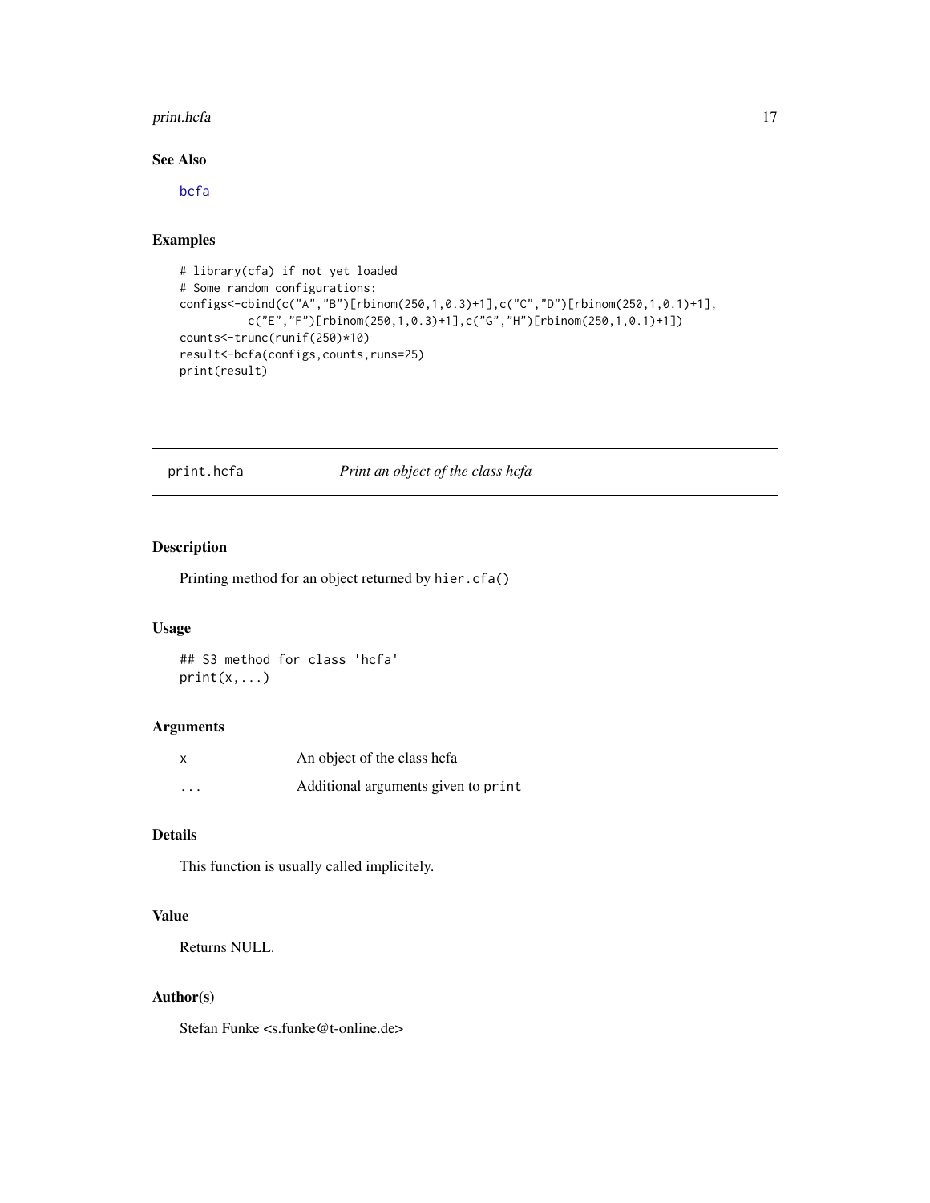## See Also

bcfa

## Examples

```
# library(cfa) if not yet loaded
# Some random configurations:
configs<-cbind(c("A","B")[rbinom(250,1,0.3)+1],c("C","D")[rbinom(250,1,0.1)+1],
          c("E","F")[rbinom(250,1,0.3)+1],c("G","H")[rbinom(250,1,0.1)+1])
counts<-trunc(runif(250)*10)
result<-bcfa(configs,counts,runs=25)
print(result)
```

---

# print.hcfa — *Print an object of the class hcfa*

## Description

Printing method for an object returned by `hier.cfa()`

## Usage

```
## S3 method for class 'hcfa'
print(x,...)
```

## Arguments

| | |
|---|---|
| x | An object of the class hcfa |
| ... | Additional arguments given to `print` |

## Details

This function is usually called implicitely.

## Value

Returns NULL.

## Author(s)

Stefan Funke <s.funke@t-online.de>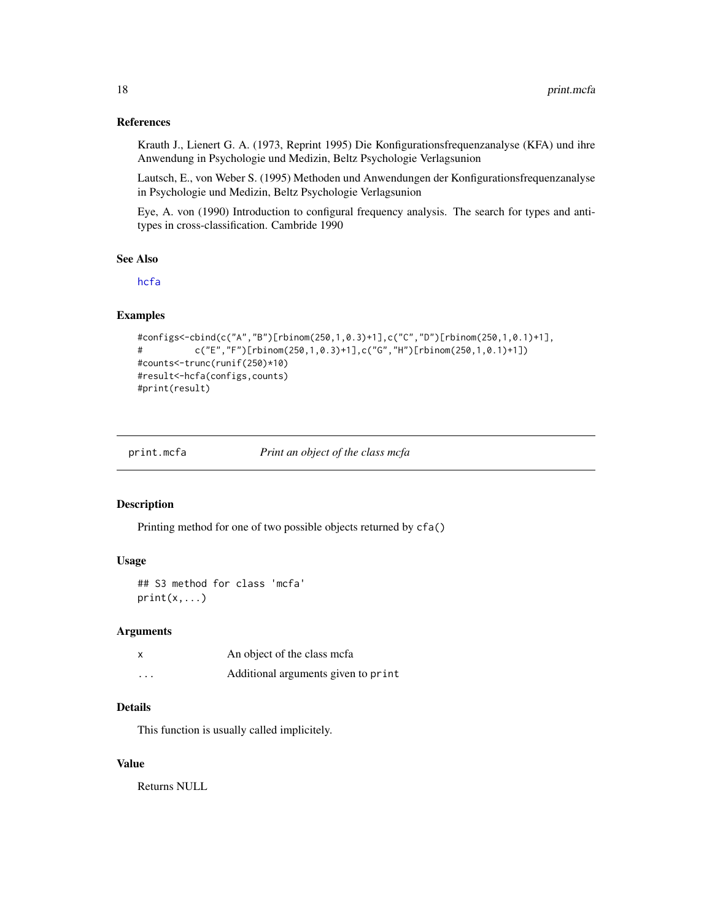### References

Krauth J., Lienert G. A. (1973, Reprint 1995) Die Konfigurationsfrequenzanalyse (KFA) und ihre Anwendung in Psychologie und Medizin, Beltz Psychologie Verlagsunion

Lautsch, E., von Weber S. (1995) Methoden und Anwendungen der Konfigurationsfrequenzanalyse in Psychologie und Medizin, Beltz Psychologie Verlagsunion

Eye, A. von (1990) Introduction to configural frequency analysis. The search for types and antitypes in cross-classification. Cambride 1990

### See Also

hcfa

### Examples

```
#configs<-cbind(c("A","B")[rbinom(250,1,0.3)+1],c("C","D")[rbinom(250,1,0.1)+1],
#          c("E","F")[rbinom(250,1,0.3)+1],c("G","H")[rbinom(250,1,0.1)+1])
#counts<-trunc(runif(250)*10)
#result<-hcfa(configs,counts)
#print(result)
```

---

## print.mcfa *Print an object of the class mcfa*

### Description

Printing method for one of two possible objects returned by `cfa()`

### Usage

```
## S3 method for class 'mcfa'
print(x,...)
```

### Arguments

| | |
|---|---|
| x | An object of the class mcfa |
| ... | Additional arguments given to `print` |

### Details

This function is usually called implicitely.

### Value

Returns NULL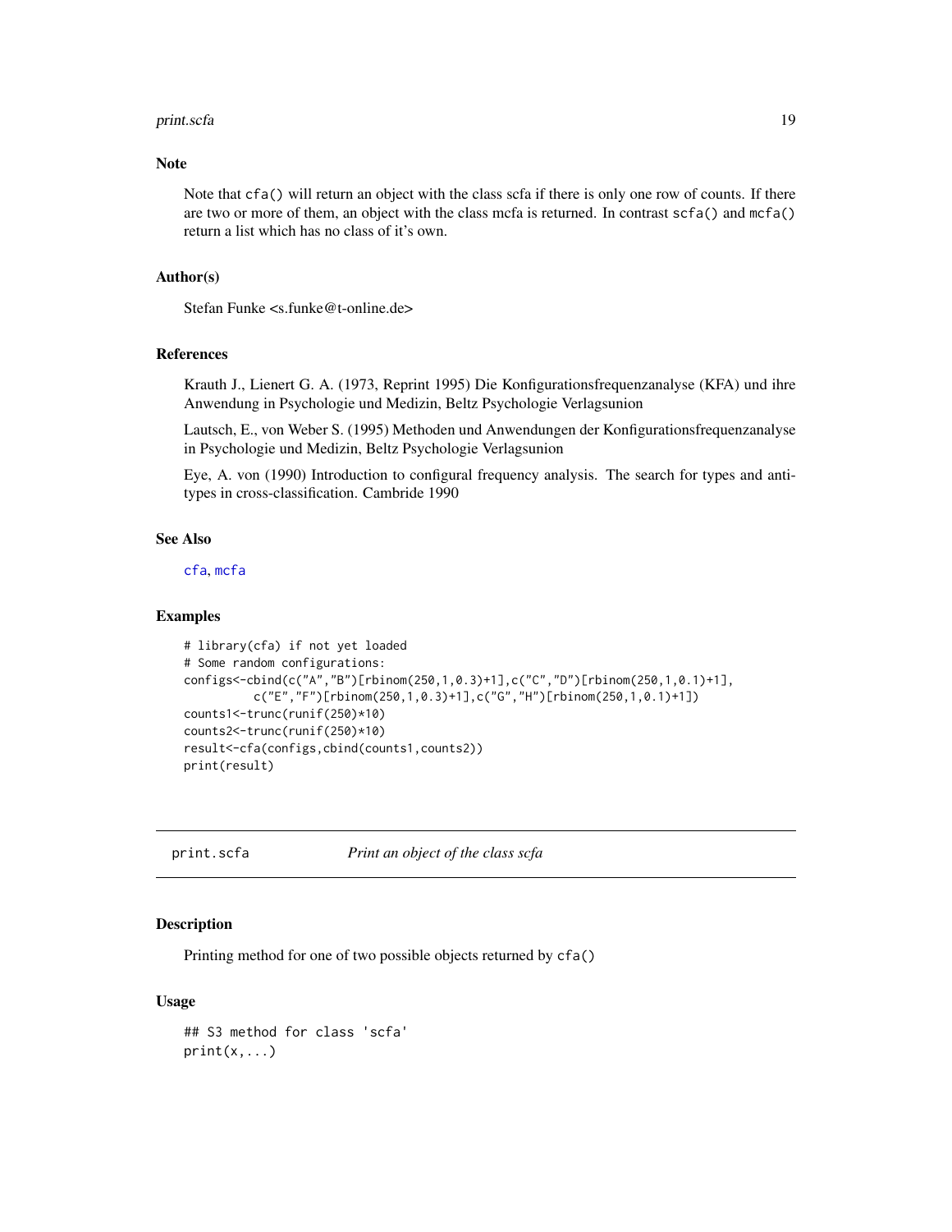### Note

Note that cfa() will return an object with the class scfa if there is only one row of counts. If there are two or more of them, an object with the class mcfa is returned. In contrast scfa() and mcfa() return a list which has no class of it's own.

### Author(s)

Stefan Funke <s.funke@t-online.de>

### References

Krauth J., Lienert G. A. (1973, Reprint 1995) Die Konfigurationsfrequenzanalyse (KFA) und ihre Anwendung in Psychologie und Medizin, Beltz Psychologie Verlagsunion

Lautsch, E., von Weber S. (1995) Methoden und Anwendungen der Konfigurationsfrequenzanalyse in Psychologie und Medizin, Beltz Psychologie Verlagsunion

Eye, A. von (1990) Introduction to configural frequency analysis. The search for types and antitypes in cross-classification. Cambride 1990

### See Also

cfa, mcfa

### Examples

```
# library(cfa) if not yet loaded
# Some random configurations:
configs<-cbind(c("A","B")[rbinom(250,1,0.3)+1],c("C","D")[rbinom(250,1,0.1)+1],
          c("E","F")[rbinom(250,1,0.3)+1],c("G","H")[rbinom(250,1,0.1)+1])
counts1<-trunc(runif(250)*10)
counts2<-trunc(runif(250)*10)
result<-cfa(configs,cbind(counts1,counts2))
print(result)
```

---

## print.scfa *Print an object of the class scfa*

### Description

Printing method for one of two possible objects returned by cfa()

### Usage

```
## S3 method for class 'scfa'
print(x,...)
```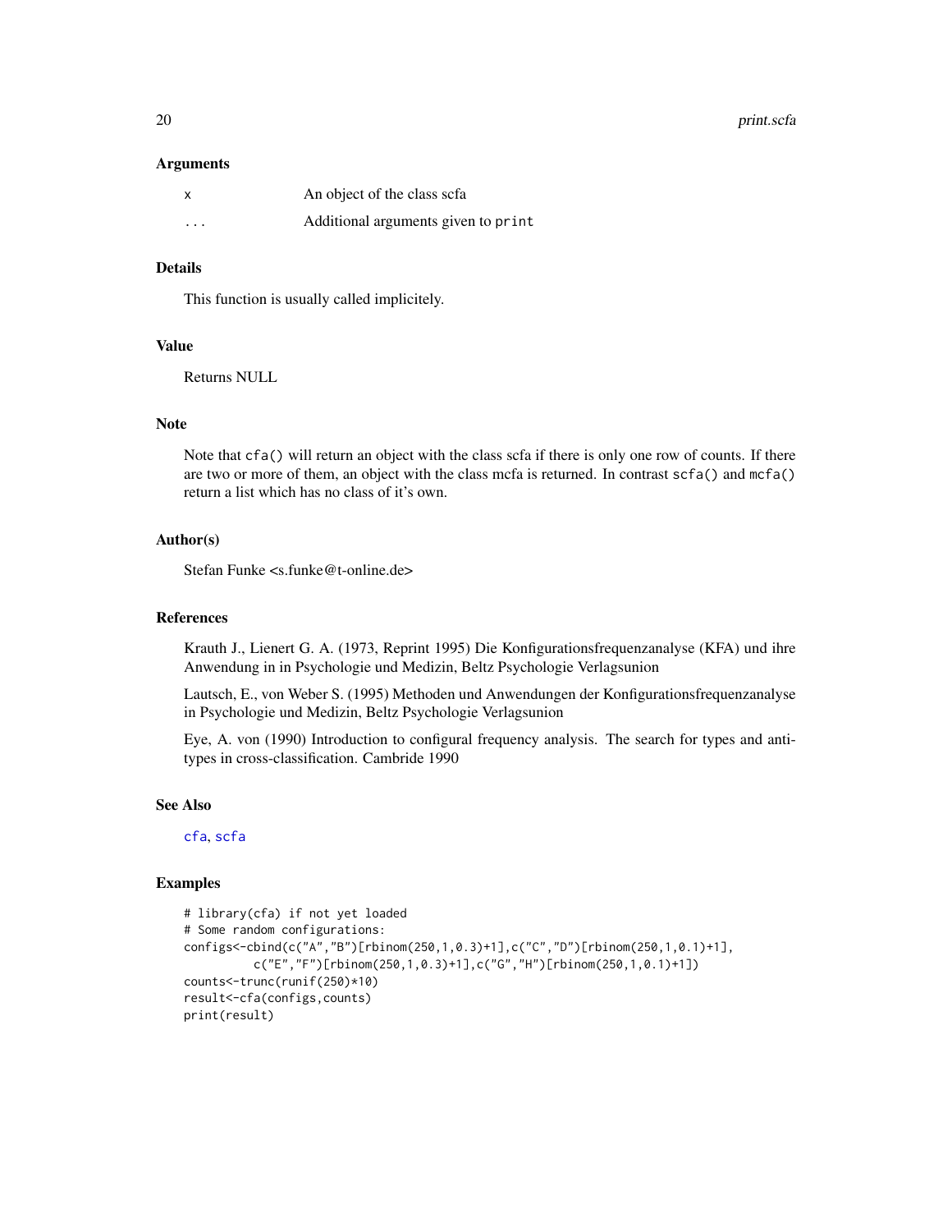### Arguments

| | |
|---|---|
| `x` | An object of the class scfa |
| `...` | Additional arguments given to `print` |

### Details

This function is usually called implicitely.

### Value

Returns NULL

### Note

Note that `cfa()` will return an object with the class scfa if there is only one row of counts. If there are two or more of them, an object with the class mcfa is returned. In contrast `scfa()` and `mcfa()` return a list which has no class of it's own.

### Author(s)

Stefan Funke <s.funke@t-online.de>

### References

Krauth J., Lienert G. A. (1973, Reprint 1995) Die Konfigurationsfrequenzanalyse (KFA) und ihre Anwendung in in Psychologie und Medizin, Beltz Psychologie Verlagsunion

Lautsch, E., von Weber S. (1995) Methoden und Anwendungen der Konfigurationsfrequenzanalyse in Psychologie und Medizin, Beltz Psychologie Verlagsunion

Eye, A. von (1990) Introduction to configural frequency analysis. The search for types and antitypes in cross-classification. Cambride 1990

### See Also

cfa, scfa

### Examples

```
# library(cfa) if not yet loaded
# Some random configurations:
configs<-cbind(c("A","B")[rbinom(250,1,0.3)+1],c("C","D")[rbinom(250,1,0.1)+1],
          c("E","F")[rbinom(250,1,0.3)+1],c("G","H")[rbinom(250,1,0.1)+1])
counts<-trunc(runif(250)*10)
result<-cfa(configs,counts)
print(result)
```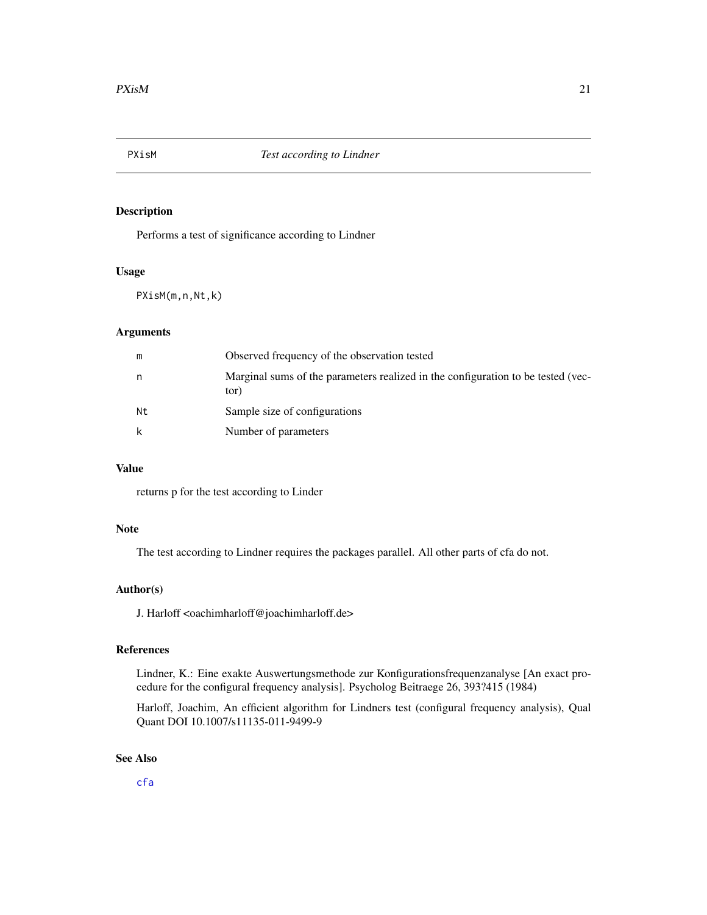# PXisM *Test according to Lindner*

## Description

Performs a test of significance according to Lindner

## Usage

```
PXisM(m,n,Nt,k)
```

## Arguments

| | |
|---|---|
| m | Observed frequency of the observation tested |
| n | Marginal sums of the parameters realized in the configuration to be tested (vector) |
| Nt | Sample size of configurations |
| k | Number of parameters |

## Value

returns p for the test according to Linder

## Note

The test according to Lindner requires the packages parallel. All other parts of cfa do not.

## Author(s)

J. Harloff <oachimharloff@joachimharloff.de>

## References

Lindner, K.: Eine exakte Auswertungsmethode zur Konfigurationsfrequenzanalyse [An exact procedure for the configural frequency analysis]. Psycholog Beitraege 26, 393?415 (1984)

Harloff, Joachim, An efficient algorithm for Lindners test (configural frequency analysis), Qual Quant DOI 10.1007/s11135-011-9499-9

## See Also

cfa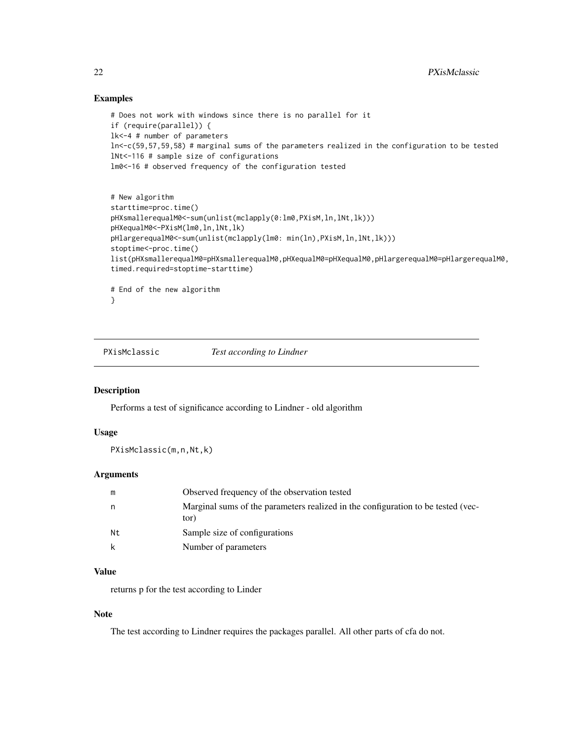## Examples

```
# Does not work with windows since there is no parallel for it
if (require(parallel)) {
lk<-4 # number of parameters
ln<-c(59,57,59,58) # marginal sums of the parameters realized in the configuration to be tested
lNt<-116 # sample size of configurations
lm0<-16 # observed frequency of the configuration tested


# New algorithm
starttime=proc.time()
pHXsmallerequalM0<-sum(unlist(mclapply(0:lm0,PXisM,ln,lNt,lk)))
pHXequalM0<-PXisM(lm0,ln,lNt,lk)
pHlargerequalM0<-sum(unlist(mclapply(lm0: min(ln),PXisM,ln,lNt,lk)))
stoptime<-proc.time()
list(pHXsmallerequalM0=pHXsmallerequalM0,pHXequalM0=pHXequalM0,pHlargerequalM0=pHlargerequalM0,
timed.required=stoptime-starttime)

# End of the new algorithm
}
```

---

# PXisMclassic *Test according to Lindner*

## Description

Performs a test of significance according to Lindner - old algorithm

## Usage

```
PXisMclassic(m,n,Nt,k)
```

## Arguments

| | |
|---|---|
| m | Observed frequency of the observation tested |
| n | Marginal sums of the parameters realized in the configuration to be tested (vector) |
| Nt | Sample size of configurations |
| k | Number of parameters |

## Value

returns p for the test according to Linder

## Note

The test according to Lindner requires the packages parallel. All other parts of cfa do not.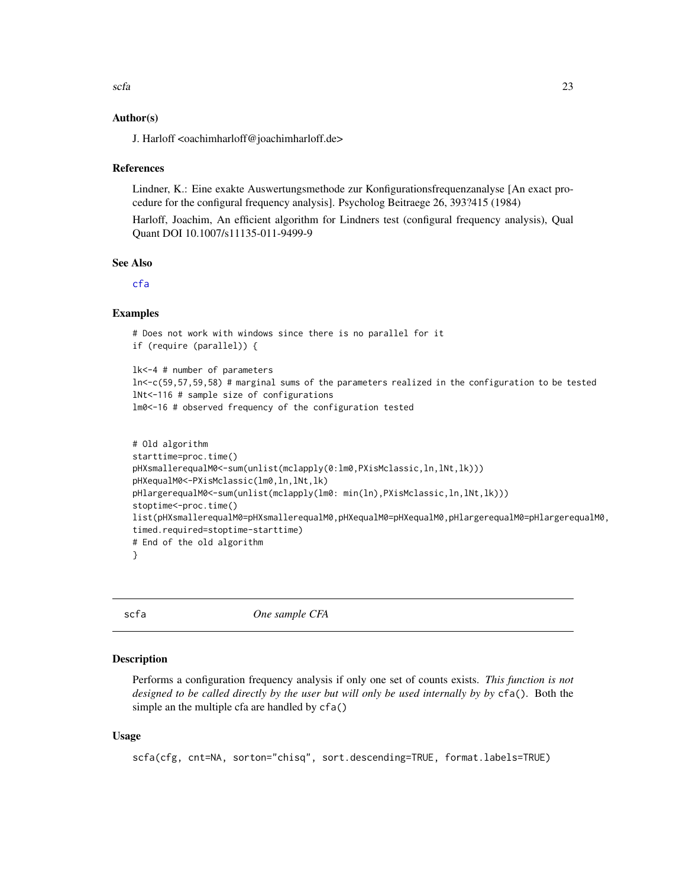### Author(s)

J. Harloff <oachimharloff@joachimharloff.de>

### References

Lindner, K.: Eine exakte Auswertungsmethode zur Konfigurationsfrequenzanalyse [An exact procedure for the configural frequency analysis]. Psycholog Beitraege 26, 393?415 (1984)

Harloff, Joachim, An efficient algorithm for Lindners test (configural frequency analysis), Qual Quant DOI 10.1007/s11135-011-9499-9

### See Also

cfa

### Examples

```
# Does not work with windows since there is no parallel for it
if (require (parallel)) {

lk<-4 # number of parameters
ln<-c(59,57,59,58) # marginal sums of the parameters realized in the configuration to be tested
lNt<-116 # sample size of configurations
lm0<-16 # observed frequency of the configuration tested


# Old algorithm
starttime=proc.time()
pHXsmallerequalM0<-sum(unlist(mclapply(0:lm0,PXisMclassic,ln,lNt,lk)))
pHXequalM0<-PXisMclassic(lm0,ln,lNt,lk)
pHlargerequalM0<-sum(unlist(mclapply(lm0: min(ln),PXisMclassic,ln,lNt,lk)))
stoptime<-proc.time()
list(pHXsmallerequalM0=pHXsmallerequalM0,pHXequalM0=pHXequalM0,pHlargerequalM0=pHlargerequalM0,
timed.required=stoptime-starttime)
# End of the old algorithm
}
```

---

## scfa *One sample CFA*

### Description

Performs a configuration frequency analysis if only one set of counts exists. *This function is not designed to be called directly by the user but will only be used internally by by* `cfa()`. Both the simple an the multiple cfa are handled by `cfa()`

### Usage

```
scfa(cfg, cnt=NA, sorton="chisq", sort.descending=TRUE, format.labels=TRUE)
```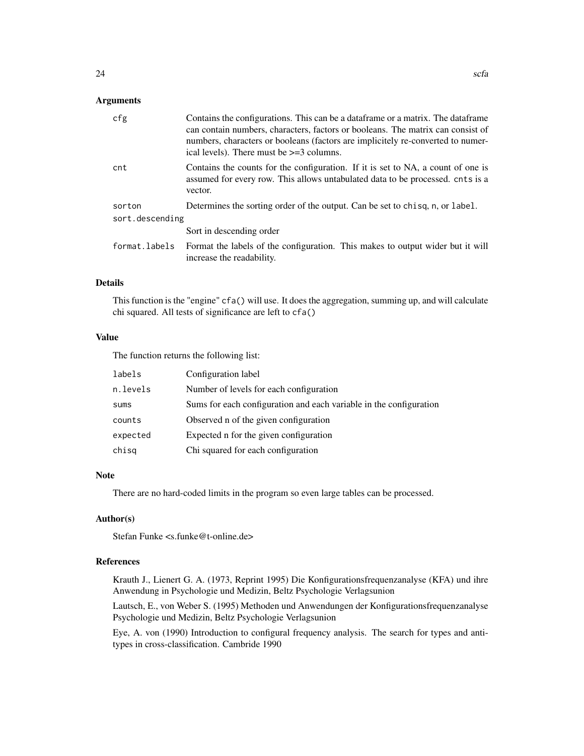## Arguments

| | |
|---|---|
| `cfg` | Contains the configurations. This can be a dataframe or a matrix. The dataframe can contain numbers, characters, factors or booleans. The matrix can consist of numbers, characters or booleans (factors are implicitely re-converted to numerical levels). There must be >=3 columns. |
| `cnt` | Contains the counts for the configuration. If it is set to NA, a count of one is assumed for every row. This allows untabulated data to be processed. `cnts` is a vector. |
| `sorton` | Determines the sorting order of the output. Can be set to `chisq`, `n`, or `label`. |
| `sort.descending` | Sort in descending order |
| `format.labels` | Format the labels of the configuration. This makes to output wider but it will increase the readability. |

## Details

This function is the "engine" `cfa()` will use. It does the aggregation, summing up, and will calculate chi squared. All tests of significance are left to `cfa()`

## Value

The function returns the following list:

| | |
|---|---|
| `labels` | Configuration label |
| `n.levels` | Number of levels for each configuration |
| `sums` | Sums for each configuration and each variable in the configuration |
| `counts` | Observed n of the given configuration |
| `expected` | Expected n for the given configuration |
| `chisq` | Chi squared for each configuration |

## Note

There are no hard-coded limits in the program so even large tables can be processed.

## Author(s)

Stefan Funke <s.funke@t-online.de>

## References

Krauth J., Lienert G. A. (1973, Reprint 1995) Die Konfigurationsfrequenzanalyse (KFA) und ihre Anwendung in Psychologie und Medizin, Beltz Psychologie Verlagsunion

Lautsch, E., von Weber S. (1995) Methoden und Anwendungen der Konfigurationsfrequenzanalyse Psychologie und Medizin, Beltz Psychologie Verlagsunion

Eye, A. von (1990) Introduction to configural frequency analysis. The search for types and antitypes in cross-classification. Cambride 1990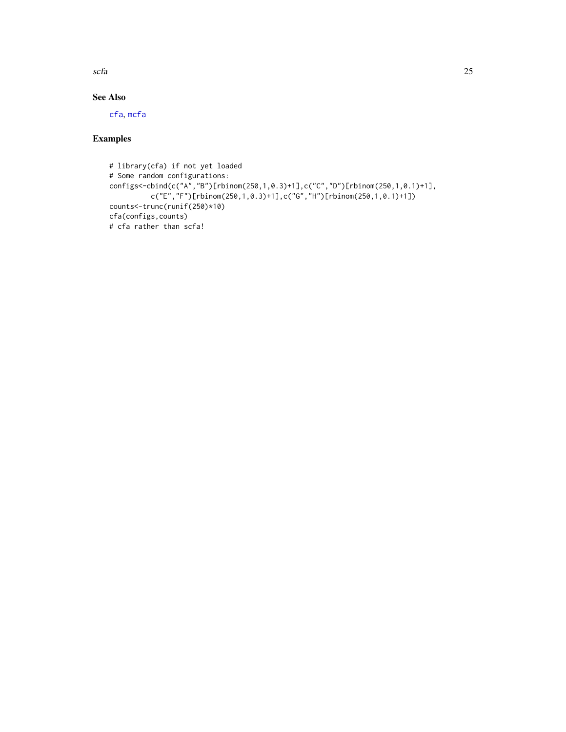## See Also

cfa, mcfa

## Examples

```
# library(cfa) if not yet loaded
# Some random configurations:
configs<-cbind(c("A","B")[rbinom(250,1,0.3)+1],c("C","D")[rbinom(250,1,0.1)+1],
          c("E","F")[rbinom(250,1,0.3)+1],c("G","H")[rbinom(250,1,0.1)+1])
counts<-trunc(runif(250)*10)
cfa(configs,counts)
# cfa rather than scfa!
```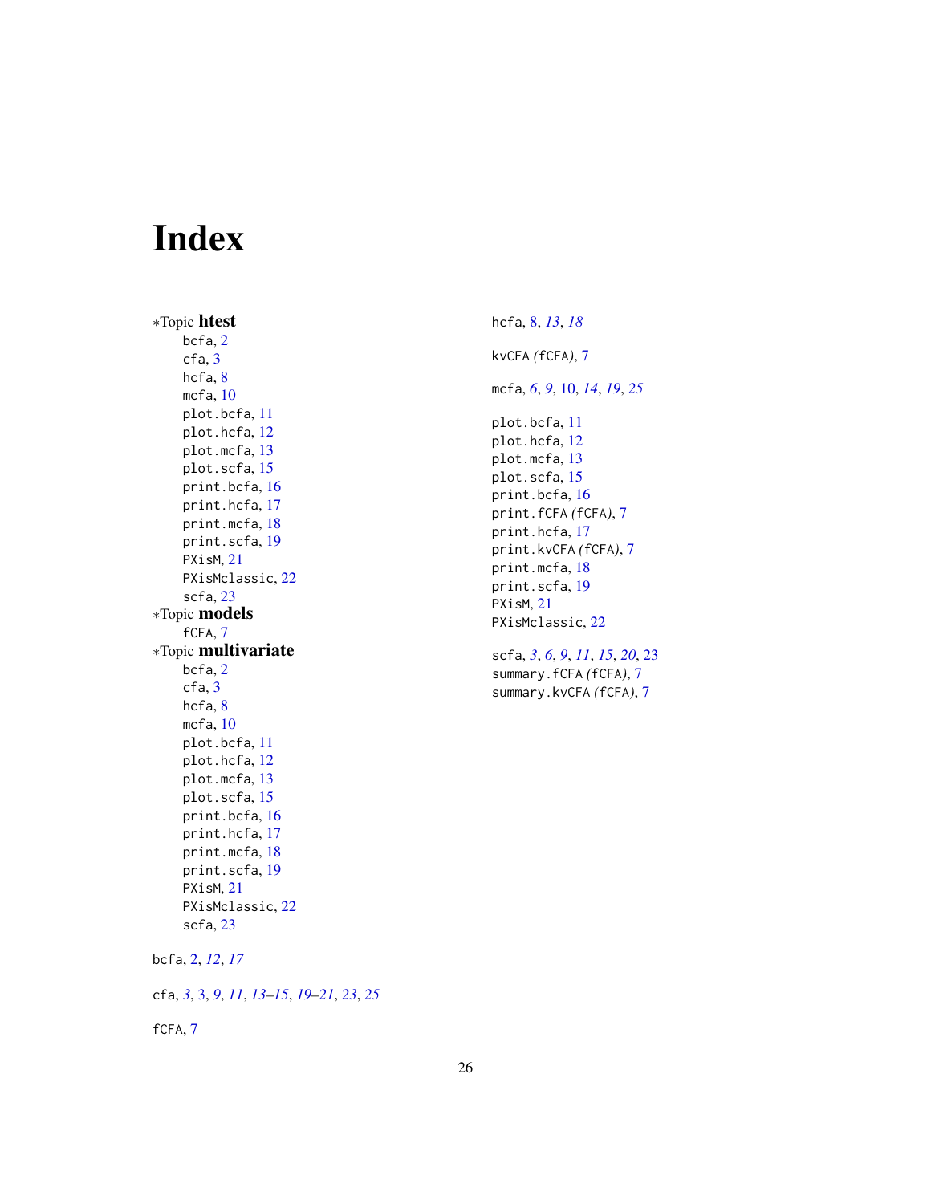# Index

*Topic **htest**
- bcfa, 2
- cfa, 3
- hcfa, 8
- mcfa, 10
- plot.bcfa, 11
- plot.hcfa, 12
- plot.mcfa, 13
- plot.scfa, 15
- print.bcfa, 16
- print.hcfa, 17
- print.mcfa, 18
- print.scfa, 19
- PXisM, 21
- PXisMclassic, 22
- scfa, 23

*Topic **models**
- fCFA, 7

*Topic **multivariate**
- bcfa, 2
- cfa, 3
- hcfa, 8
- mcfa, 10
- plot.bcfa, 11
- plot.hcfa, 12
- plot.mcfa, 13
- plot.scfa, 15
- print.bcfa, 16
- print.hcfa, 17
- print.mcfa, 18
- print.scfa, 19
- PXisM, 21
- PXisMclassic, 22
- scfa, 23

bcfa, 2, *12*, *17*

cfa, *3*, 3, *9*, *11*, *13–15*, *19–21*, *23*, *25*

fCFA, 7

hcfa, 8, *13*, *18*

kvCFA *(*fCFA*)*, 7

mcfa, *6*, *9*, 10, *14*, *19*, *25*

plot.bcfa, 11
plot.hcfa, 12
plot.mcfa, 13
plot.scfa, 15
print.bcfa, 16
print.fCFA *(*fCFA*)*, 7
print.hcfa, 17
print.kvCFA *(*fCFA*)*, 7
print.mcfa, 18
print.scfa, 19
PXisM, 21
PXisMclassic, 22

scfa, *3*, *6*, *9*, *11*, *15*, *20*, 23
summary.fCFA *(*fCFA*)*, 7
summary.kvCFA *(*fCFA*)*, 7